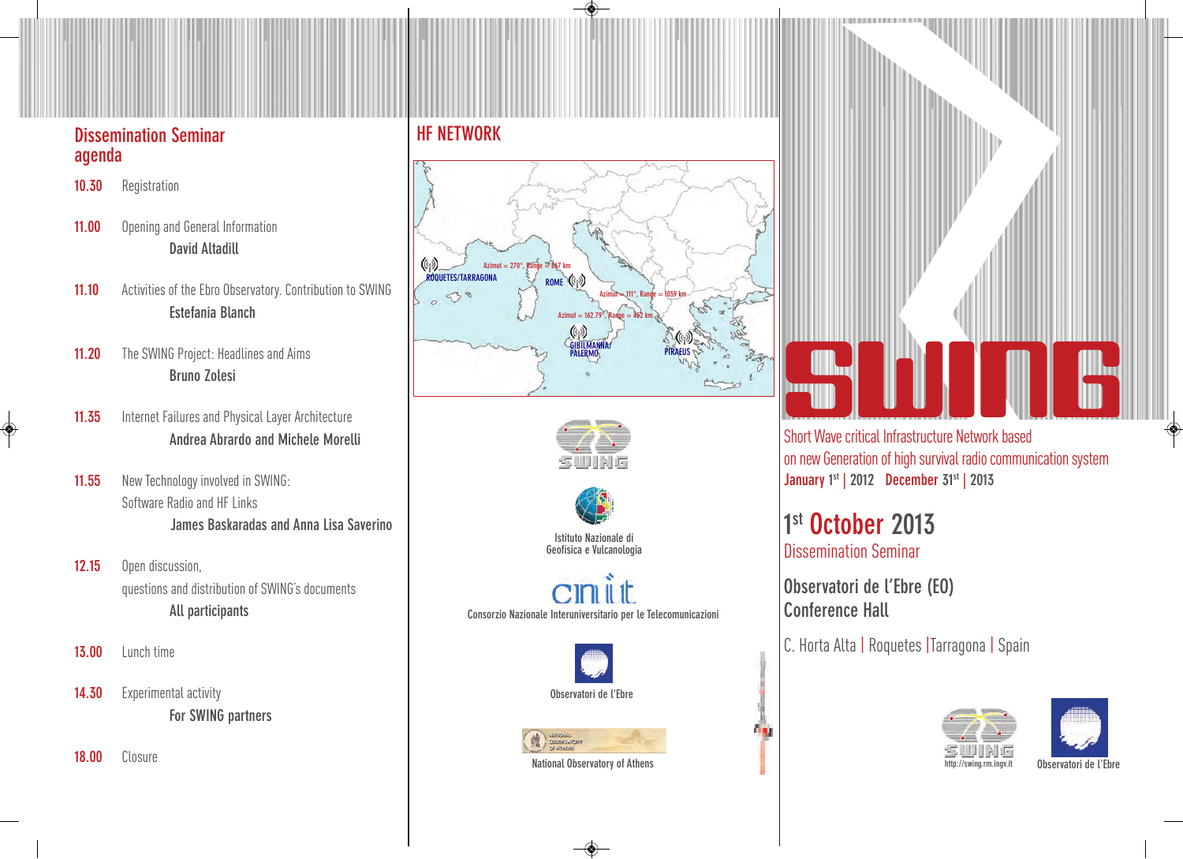## Dissemination Seminar agenda

**10.30** Registration

**11.00** Opening and General Information
**David Altadill**

**11.10** Activities of the Ebro Observatory. Contribution to SWING
**Estefania Blanch**

**11.20** The SWING Project: Headlines and Aims
**Bruno Zolesi**

**11.35** Internet Failures and Physical Layer Architecture
**Andrea Abrardo and Michele Morelli**

**11.55** New Technology involved in SWING:
Software Radio and HF Links
**James Baskaradas and Anna Lisa Saverino**

**12.15** Open discussion,
questions and distribution of SWING's documents
**All participants**

**13.00** Lunch time

**14.30** Experimental activity
**For SWING partners**

**18.00** Closure

## HF NETWORK

ROQUETES/TARRAGONA — Azimut = 270°, Range = 867 km — ROME

ROME — Azimut = 111°, Range = 1059 km — PIRAEUS

Azimut = 162.79°, Range = 452 km — GIBILMANNA/PALERMO

SWING

Istituto Nazionale di Geofisica e Vulcanologia

cnit
Consorzio Nazionale Interuniversitario per le Telecomunicazioni

Observatori de l'Ebre

National Observatory of Athens

# SWING

Short Wave critical Infrastructure Network based on new Generation of high survival radio communication system

**January 1st | 2012  December 31st | 2013**

## 1st October 2013

Dissemination Seminar

**Observatori de l'Ebre (EO)**
**Conference Hall**

C. Horta Alta | Roquetes | Tarragona | Spain

http://swing.rm.ingv.it

Observatori de l'Ebre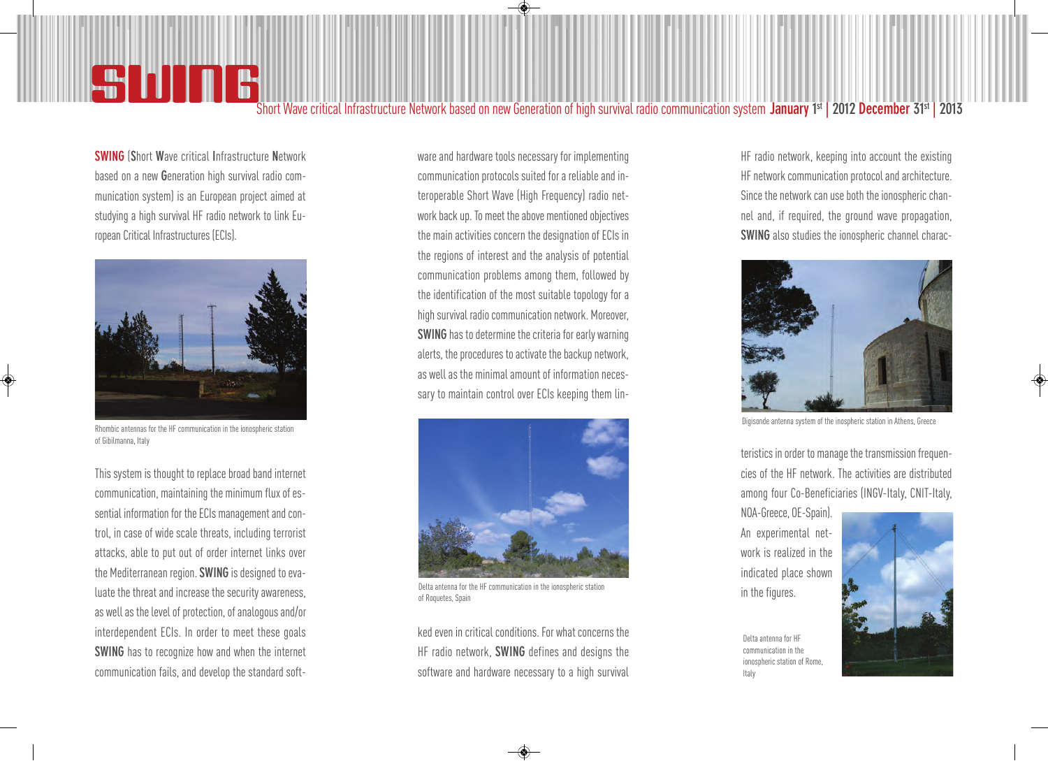# SWING

Short Wave critical Infrastructure Network based on new Generation of high survival radio communication system **January 1st | 2012 December 31st | 2013**

**SWING** (**S**hort **W**ave critical **I**nfrastructure **N**etwork based on a new **G**eneration high survival radio communication system) is an European project aimed at studying a high survival HF radio network to link European Critical Infrastructures (ECIs).

Rhombic antennas for the HF communication in the ionospheric station of Gibilmanna, Italy

This system is thought to replace broad band internet communication, maintaining the minimum flux of essential information for the ECIs management and control, in case of wide scale threats, including terrorist attacks, able to put out of order internet links over the Mediterranean region. **SWING** is designed to evaluate the threat and increase the security awareness, as well as the level of protection, of analogous and/or interdependent ECIs. In order to meet these goals **SWING** has to recognize how and when the internet communication fails, and develop the standard software and hardware tools necessary for implementing communication protocols suited for a reliable and interoperable Short Wave (High Frequency) radio network back up. To meet the above mentioned objectives the main activities concern the designation of ECIs in the regions of interest and the analysis of potential communication problems among them, followed by the identification of the most suitable topology for a high survival radio communication network. Moreover, **SWING** has to determine the criteria for early warning alerts, the procedures to activate the backup network, as well as the minimal amount of information necessary to maintain control over ECIs keeping them linked even in critical conditions. For what concerns the HF radio network, **SWING** defines and designs the software and hardware necessary to a high survival HF radio network, keeping into account the existing HF network communication protocol and architecture. Since the network can use both the ionospheric channel and, if required, the ground wave propagation, **SWING** also studies the ionospheric channel characteristics in order to manage the transmission frequencies of the HF network. The activities are distributed among four Co-Beneficiaries (INGV-Italy, CNIT-Italy, NOA-Greece, OE-Spain). An experimental network is realized in the indicated place shown in the figures.

Delta antenna for the HF communication in the ionospheric station of Roquetes, Spain

Digisonde antenna system of the inospheric station in Athens, Greece

Delta antenna for HF communication in the ionospheric station of Rome, Italy